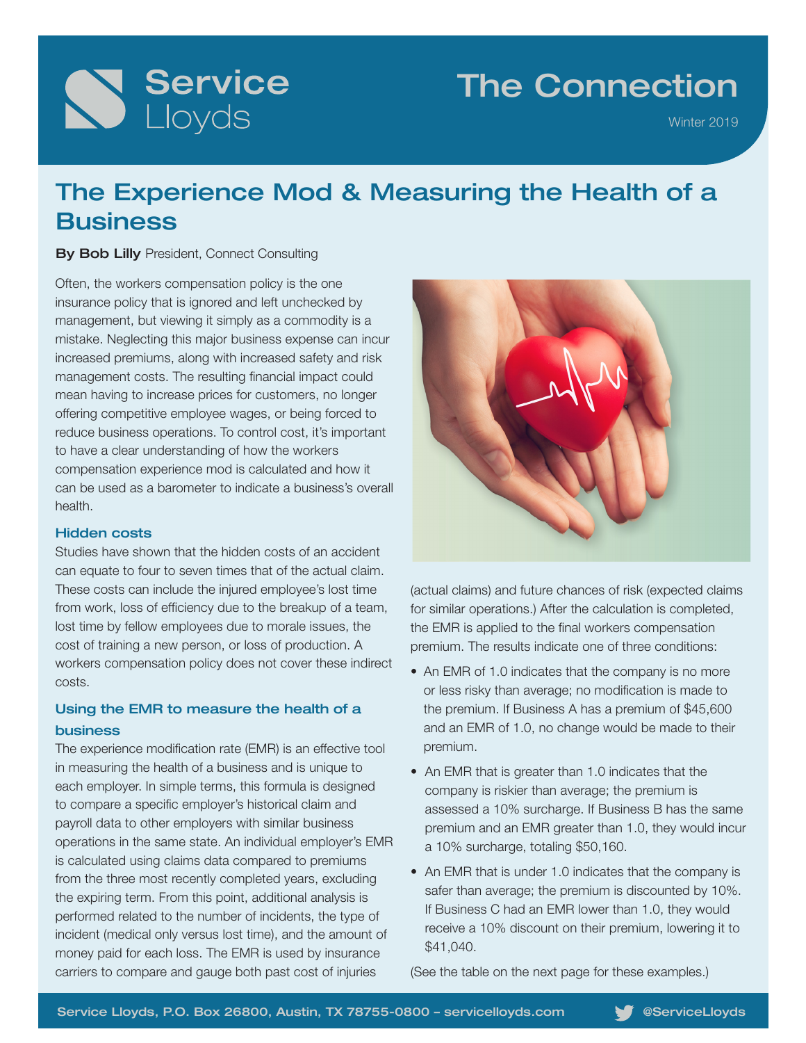# The Connection

Winter 2019

## The Experience Mod & Measuring the Health of a Business

**By Bob Lilly** President, Connect Consulting

Often, the workers compensation policy is the one insurance policy that is ignored and left unchecked by management, but viewing it simply as a commodity is a mistake. Neglecting this major business expense can incur increased premiums, along with increased safety and risk management costs. The resulting financial impact could mean having to increase prices for customers, no longer offering competitive employee wages, or being forced to reduce business operations. To control cost, it's important to have a clear understanding of how the workers compensation experience mod is calculated and how it can be used as a barometer to indicate a business's overall health.

### Hidden costs

Studies have shown that the hidden costs of an accident can equate to four to seven times that of the actual claim. These costs can include the injured employee's lost time from work, loss of efficiency due to the breakup of a team, lost time by fellow employees due to morale issues, the cost of training a new person, or loss of production. A workers compensation policy does not cover these indirect costs.

### Using the EMR to measure the health of a business

The experience modification rate (EMR) is an effective tool in measuring the health of a business and is unique to each employer. In simple terms, this formula is designed to compare a specific employer's historical claim and payroll data to other employers with similar business operations in the same state. An individual employer's EMR is calculated using claims data compared to premiums from the three most recently completed years, excluding the expiring term. From this point, additional analysis is performed related to the number of incidents, the type of incident (medical only versus lost time), and the amount of money paid for each loss. The EMR is used by insurance carriers to compare and gauge both past cost of injuries (actual claims) and future chances of risk (expected claims for similar operations.) After the calculation is completed, the EMR is applied to the final workers compensation premium. The results indicate one of three conditions:

- An EMR of 1.0 indicates that the company is no more or less risky than average; no modification is made to the premium. If Business A has a premium of $45,600 and an EMR of 1.0, no change would be made to their premium.
- An EMR that is greater than 1.0 indicates that the company is riskier than average; the premium is assessed a 10% surcharge. If Business B has the same premium and an EMR greater than 1.0, they would incur a 10% surcharge, totaling $50,160.
- An EMR that is under 1.0 indicates that the company is safer than average; the premium is discounted by 10%. If Business C had an EMR lower than 1.0, they would receive a 10% discount on their premium, lowering it to $41,040.

(See the table on the next page for these examples.)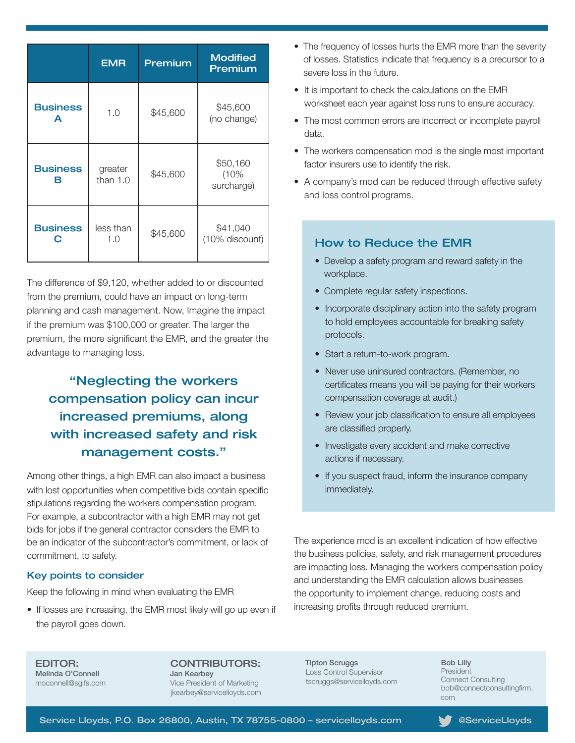|  | EMR | Premium | Modified Premium |
|---|---|---|---|
| **Business A** | 1.0 | $45,600 | $45,600 (no change) |
| **Business B** | greater than 1.0 | $45,600 | $50,160 (10% surcharge) |
| **Business C** | less than 1.0 | $45,600 | $41,040 (10% discount) |

The difference of $9,120, whether added to or discounted from the premium, could have an impact on long-term planning and cash management. Now, Imagine the impact if the premium was $100,000 or greater. The larger the premium, the more significant the EMR, and the greater the advantage to managing loss.

> **"Neglecting the workers compensation policy can incur increased premiums, along with increased safety and risk management costs."**

Among other things, a high EMR can also impact a business with lost opportunities when competitive bids contain specific stipulations regarding the workers compensation program. For example, a subcontractor with a high EMR may not get bids for jobs if the general contractor considers the EMR to be an indicator of the subcontractor's commitment, or lack of commitment, to safety.

### Key points to consider

Keep the following in mind when evaluating the EMR

- If losses are increasing, the EMR most likely will go up even if the payroll goes down.
- The frequency of losses hurts the EMR more than the severity of losses. Statistics indicate that frequency is a precursor to a severe loss in the future.
- It is important to check the calculations on the EMR worksheet each year against loss runs to ensure accuracy.
- The most common errors are incorrect or incomplete payroll data.
- The workers compensation mod is the single most important factor insurers use to identify the risk.
- A company's mod can be reduced through effective safety and loss control programs.

### How to Reduce the EMR

- Develop a safety program and reward safety in the workplace.
- Complete regular safety inspections.
- Incorporate disciplinary action into the safety program to hold employees accountable for breaking safety protocols.
- Start a return-to-work program.
- Never use uninsured contractors. (Remember, no certificates means you will be paying for their workers compensation coverage at audit.)
- Review your job classification to ensure all employees are classified properly.
- Investigate every accident and make corrective actions if necessary.
- If you suspect fraud, inform the insurance company immediately.

The experience mod is an excellent indication of how effective the business policies, safety, and risk management procedures are impacting loss. Managing the workers compensation policy and understanding the EMR calculation allows businesses the opportunity to implement change, reducing costs and increasing profits through reduced premium.

**EDITOR:**
**Melinda O'Connell**
moconnell@sgifs.com

**CONTRIBUTORS:**
**Jan Kearbey**
Vice President of Marketing
jkearbey@servicelloyds.com

**Tipton Scruggs**
Loss Control Supervisor
tscruggs@servicelloyds.com

**Bob Lilly**
President
Connect Consulting
bob@connectconsultingfirm.com

Service Lloyds, P.O. Box 26800, Austin, TX 78755-0800 – servicelloyds.com @ServiceLloyds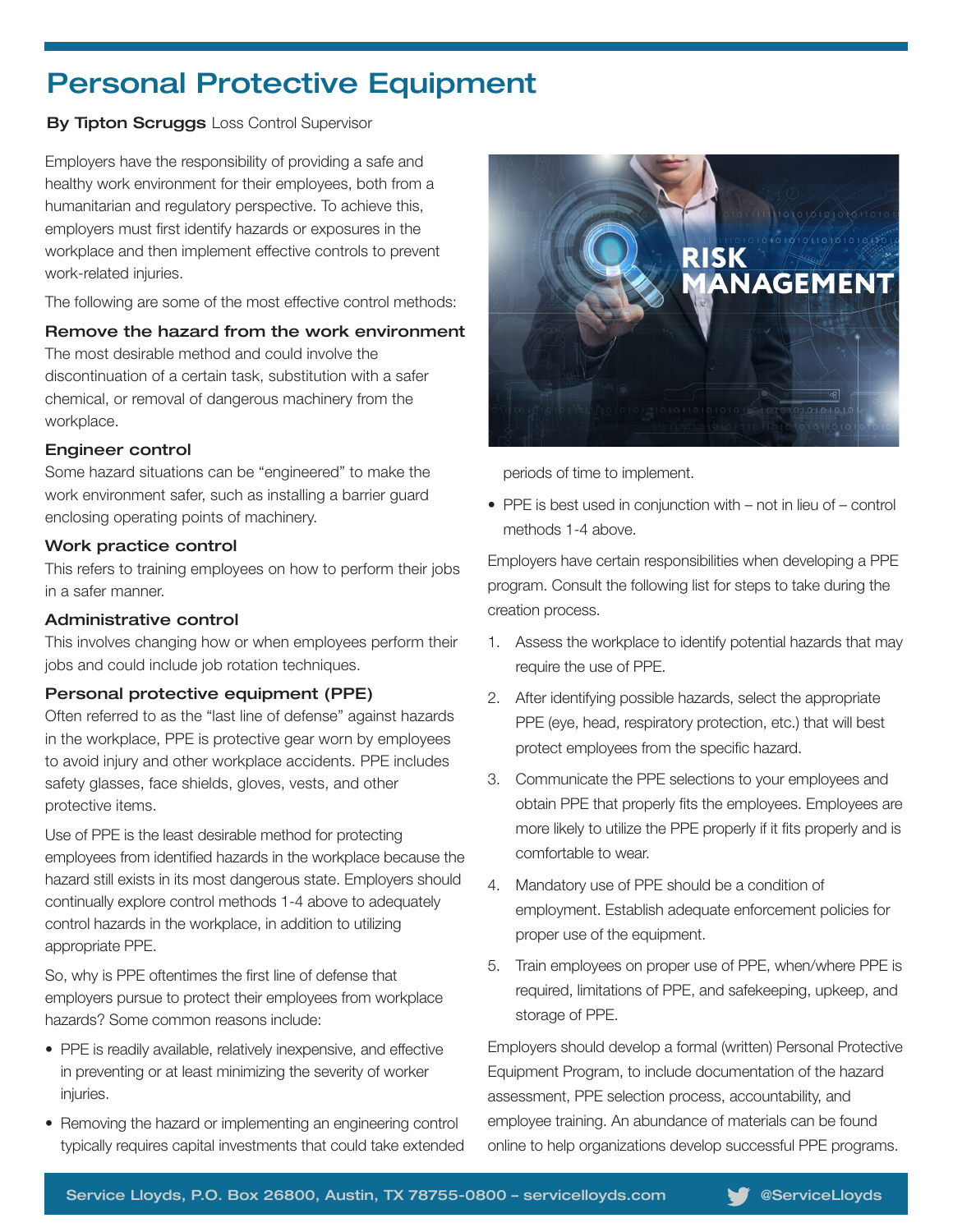# Personal Protective Equipment

**By Tipton Scruggs** Loss Control Supervisor

Employers have the responsibility of providing a safe and healthy work environment for their employees, both from a humanitarian and regulatory perspective. To achieve this, employers must first identify hazards or exposures in the workplace and then implement effective controls to prevent work-related injuries.

The following are some of the most effective control methods:

### Remove the hazard from the work environment

The most desirable method and could involve the discontinuation of a certain task, substitution with a safer chemical, or removal of dangerous machinery from the workplace.

### Engineer control

Some hazard situations can be "engineered" to make the work environment safer, such as installing a barrier guard enclosing operating points of machinery.

### Work practice control

This refers to training employees on how to perform their jobs in a safer manner.

### Administrative control

This involves changing how or when employees perform their jobs and could include job rotation techniques.

### Personal protective equipment (PPE)

Often referred to as the "last line of defense" against hazards in the workplace, PPE is protective gear worn by employees to avoid injury and other workplace accidents. PPE includes safety glasses, face shields, gloves, vests, and other protective items.

Use of PPE is the least desirable method for protecting employees from identified hazards in the workplace because the hazard still exists in its most dangerous state. Employers should continually explore control methods 1-4 above to adequately control hazards in the workplace, in addition to utilizing appropriate PPE.

So, why is PPE oftentimes the first line of defense that employers pursue to protect their employees from workplace hazards? Some common reasons include:

- PPE is readily available, relatively inexpensive, and effective in preventing or at least minimizing the severity of worker injuries.
- Removing the hazard or implementing an engineering control typically requires capital investments that could take extended periods of time to implement.
- PPE is best used in conjunction with – not in lieu of – control methods 1-4 above.

Employers have certain responsibilities when developing a PPE program. Consult the following list for steps to take during the creation process.

1. Assess the workplace to identify potential hazards that may require the use of PPE.
2. After identifying possible hazards, select the appropriate PPE (eye, head, respiratory protection, etc.) that will best protect employees from the specific hazard.
3. Communicate the PPE selections to your employees and obtain PPE that properly fits the employees. Employees are more likely to utilize the PPE properly if it fits properly and is comfortable to wear.
4. Mandatory use of PPE should be a condition of employment. Establish adequate enforcement policies for proper use of the equipment.
5. Train employees on proper use of PPE, when/where PPE is required, limitations of PPE, and safekeeping, upkeep, and storage of PPE.

Employers should develop a formal (written) Personal Protective Equipment Program, to include documentation of the hazard assessment, PPE selection process, accountability, and employee training. An abundance of materials can be found online to help organizations develop successful PPE programs.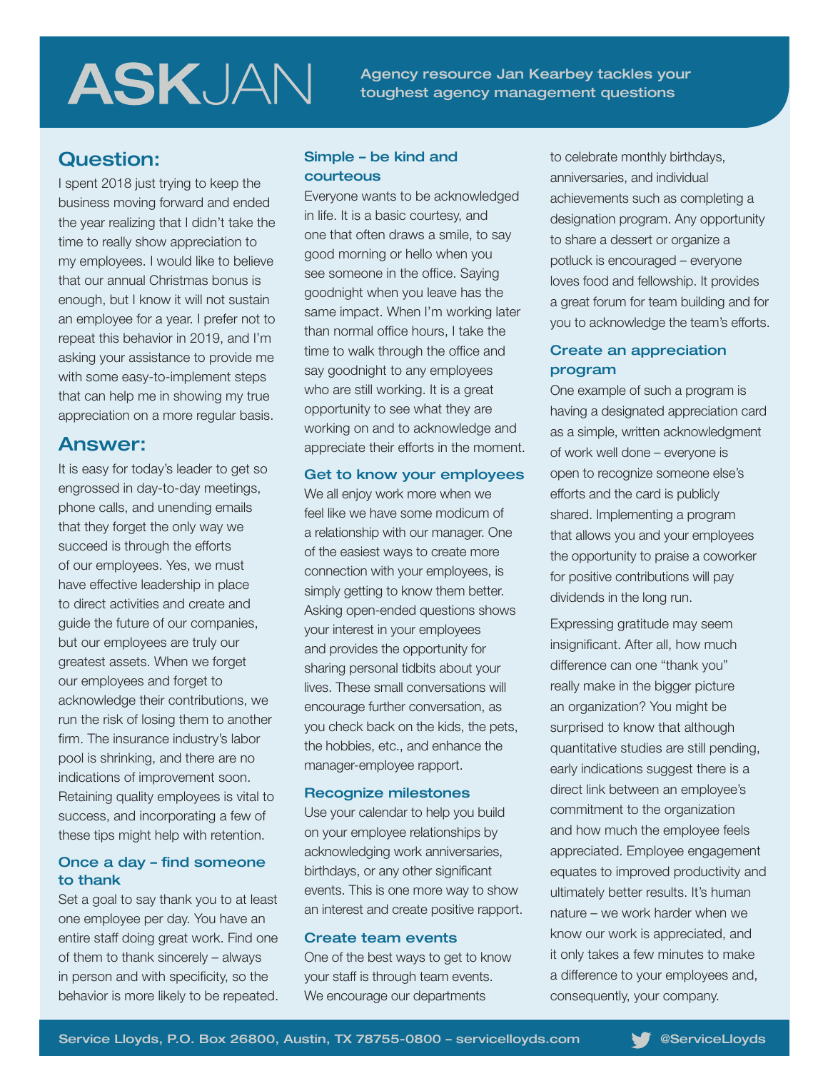# ASKJAN

Agency resource Jan Kearbey tackles your toughest agency management questions

## Question:

I spent 2018 just trying to keep the business moving forward and ended the year realizing that I didn't take the time to really show appreciation to my employees. I would like to believe that our annual Christmas bonus is enough, but I know it will not sustain an employee for a year. I prefer not to repeat this behavior in 2019, and I'm asking your assistance to provide me with some easy-to-implement steps that can help me in showing my true appreciation on a more regular basis.

## Answer:

It is easy for today's leader to get so engrossed in day-to-day meetings, phone calls, and unending emails that they forget the only way we succeed is through the efforts of our employees. Yes, we must have effective leadership in place to direct activities and create and guide the future of our companies, but our employees are truly our greatest assets. When we forget our employees and forget to acknowledge their contributions, we run the risk of losing them to another firm. The insurance industry's labor pool is shrinking, and there are no indications of improvement soon. Retaining quality employees is vital to success, and incorporating a few of these tips might help with retention.

### Once a day – find someone to thank

Set a goal to say thank you to at least one employee per day. You have an entire staff doing great work. Find one of them to thank sincerely – always in person and with specificity, so the behavior is more likely to be repeated.

### Simple – be kind and courteous

Everyone wants to be acknowledged in life. It is a basic courtesy, and one that often draws a smile, to say good morning or hello when you see someone in the office. Saying goodnight when you leave has the same impact. When I'm working later than normal office hours, I take the time to walk through the office and say goodnight to any employees who are still working. It is a great opportunity to see what they are working on and to acknowledge and appreciate their efforts in the moment.

### Get to know your employees

We all enjoy work more when we feel like we have some modicum of a relationship with our manager. One of the easiest ways to create more connection with your employees, is simply getting to know them better. Asking open-ended questions shows your interest in your employees and provides the opportunity for sharing personal tidbits about your lives. These small conversations will encourage further conversation, as you check back on the kids, the pets, the hobbies, etc., and enhance the manager-employee rapport.

### Recognize milestones

Use your calendar to help you build on your employee relationships by acknowledging work anniversaries, birthdays, or any other significant events. This is one more way to show an interest and create positive rapport.

### Create team events

One of the best ways to get to know your staff is through team events. We encourage our departments to celebrate monthly birthdays, anniversaries, and individual achievements such as completing a designation program. Any opportunity to share a dessert or organize a potluck is encouraged – everyone loves food and fellowship. It provides a great forum for team building and for you to acknowledge the team's efforts.

### Create an appreciation program

One example of such a program is having a designated appreciation card as a simple, written acknowledgment of work well done – everyone is open to recognize someone else's efforts and the card is publicly shared. Implementing a program that allows you and your employees the opportunity to praise a coworker for positive contributions will pay dividends in the long run.

Expressing gratitude may seem insignificant. After all, how much difference can one "thank you" really make in the bigger picture an organization? You might be surprised to know that although quantitative studies are still pending, early indications suggest there is a direct link between an employee's commitment to the organization and how much the employee feels appreciated. Employee engagement equates to improved productivity and ultimately better results. It's human nature – we work harder when we know our work is appreciated, and it only takes a few minutes to make a difference to your employees and, consequently, your company.

Service Lloyds, P.O. Box 26800, Austin, TX 78755-0800 – servicelloyds.com @ServiceLloyds